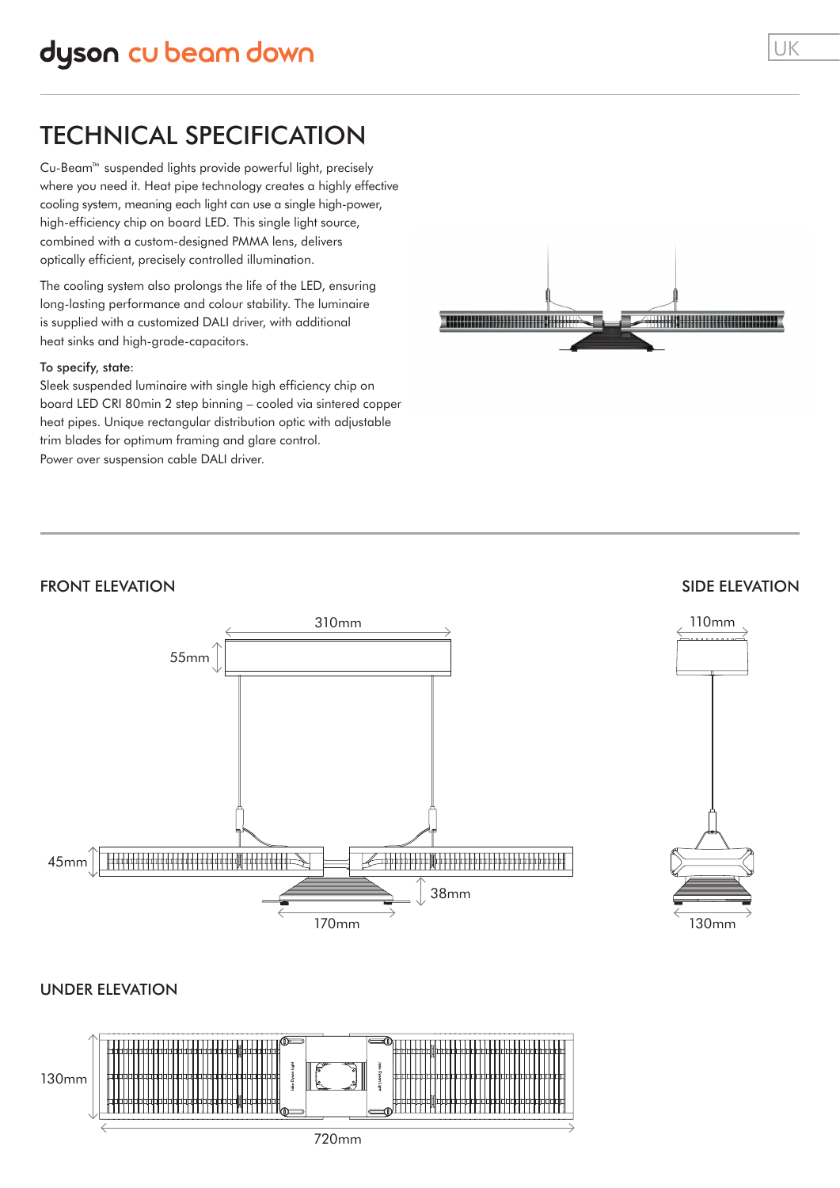# dyson cu beam down

UK

## TECHNICAL SPECIFICATION

Cu-Beam™ suspended lights provide powerful light, precisely where you need it. Heat pipe technology creates a highly effective cooling system, meaning each light can use a single high-power, high-efficiency chip on board LED. This single light source, combined with a custom-designed PMMA lens, delivers optically efficient, precisely controlled illumination.

The cooling system also prolongs the life of the LED, ensuring long-lasting performance and colour stability. The luminaire is supplied with a customized DALI driver, with additional heat sinks and high-grade-capacitors.

To specify, state:
Sleek suspended luminaire with single high efficiency chip on board LED CRI 80min 2 step binning – cooled via sintered copper heat pipes. Unique rectangular distribution optic with adjustable trim blades for optimum framing and glare control.
Power over suspension cable DALI driver.

### FRONT ELEVATION

310mm

55mm

45mm

38mm

170mm

### SIDE ELEVATION

110mm

130mm

### UNDER ELEVATION

130mm

720mm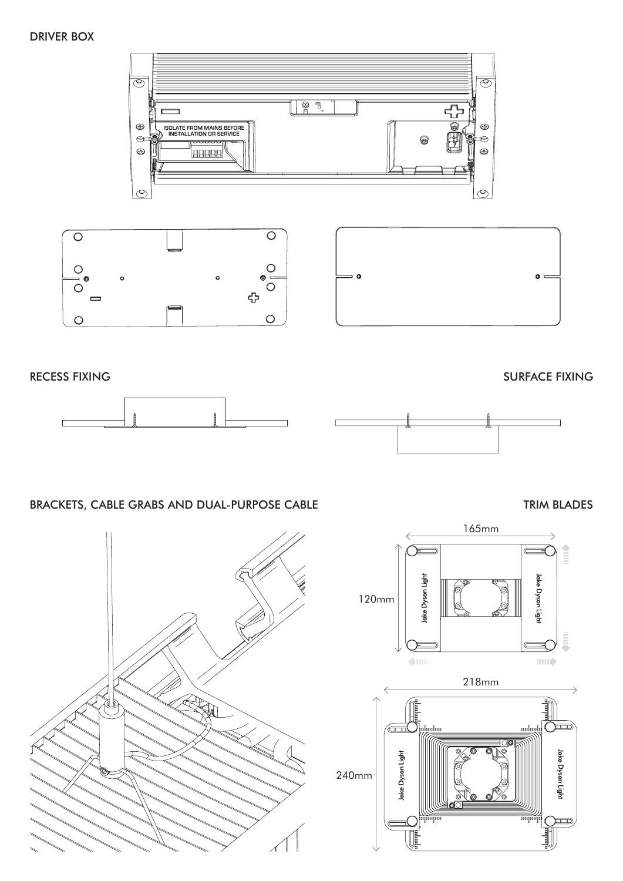## DRIVER BOX

ISOLATE FROM MAINS BEFORE INSTALLATION OR SERVICE

## RECESS FIXING

## SURFACE FIXING

## BRACKETS, CABLE GRABS AND DUAL-PURPOSE CABLE

## TRIM BLADES

165mm

120mm

Jake Dyson Light

Jake Dyson Light

218mm

240mm

Jake Dyson Light

Jake Dyson Light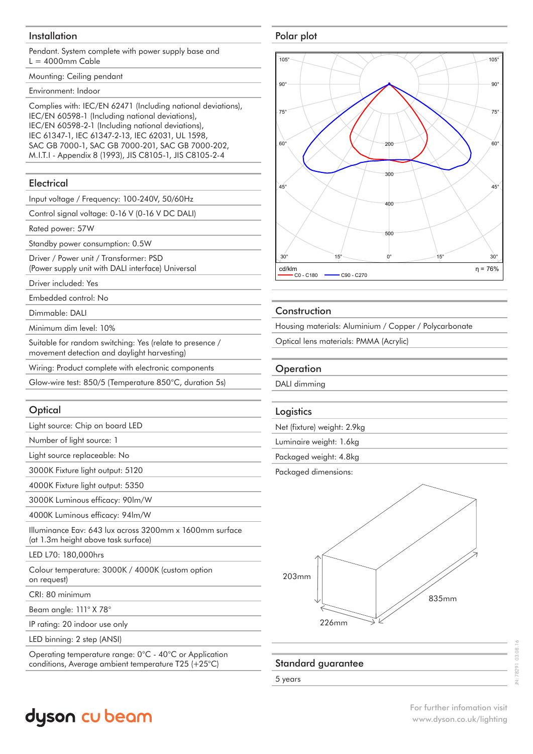## Installation

Pendant. System complete with power supply base and L = 4000mm Cable

Mounting: Ceiling pendant

Environment: Indoor

Complies with: IEC/EN 62471 (Including national deviations), IEC/EN 60598-1 (Including national deviations), IEC/EN 60598-2-1 (Including national deviations), IEC 61347-1, IEC 61347-2-13, IEC 62031, UL 1598, SAC GB 7000-1, SAC GB 7000-201, SAC GB 7000-202, M.I.T.I - Appendix 8 (1993), JIS C8105-1, JIS C8105-2-4

## Electrical

Input voltage / Frequency: 100-240V, 50/60Hz

Control signal voltage: 0-16 V (0-16 V DC DALI)

Rated power: 57W

Standby power consumption: 0.5W

Driver / Power unit / Transformer: PSD (Power supply unit with DALI interface) Universal

Driver included: Yes

Embedded control: No

Dimmable: DALI

Minimum dim level: 10%

Suitable for random switching: Yes (relate to presence / movement detection and daylight harvesting)

Wiring: Product complete with electronic components

Glow-wire test: 850/5 (Temperature 850°C, duration 5s)

## Optical

Light source: Chip on board LED

Number of light source: 1

Light source replaceable: No

3000K Fixture light output: 5120

4000K Fixture light output: 5350

3000K Luminous efficacy: 90lm/W

4000K Luminous efficacy: 94lm/W

Illuminance Eav: 643 lux across 3200mm x 1600mm surface (at 1.3m height above task surface)

LED L70: 180,000hrs

Colour temperature: 3000K / 4000K (custom option on request)

CRI: 80 minimum

Beam angle: 111° X 78°

IP rating: 20 indoor use only

LED binning: 2 step (ANSI)

Operating temperature range: 0°C - 40°C or Application conditions, Average ambient temperature T25 (+25°C)

## Polar plot

105° 105°
90° 90°
75° 75°
60° 200 60°
300
45° 45°
400
500
30° 15° 0° 15° 30°
cd/klm
C0 - C180
C90 - C270
η = 76%

## Construction

Housing materials: Aluminium / Copper / Polycarbonate

Optical lens materials: PMMA (Acrylic)

## Operation

DALI dimming

## Logistics

Net (fixture) weight: 2.9kg

Luminaire weight: 1.6kg

Packaged weight: 4.8kg

Packaged dimensions:

203mm
835mm
226mm

## Standard guarantee

5 years

JN: 78291 03.08.16

dyson cu beam

For further infomation visit www.dyson.co.uk/lighting